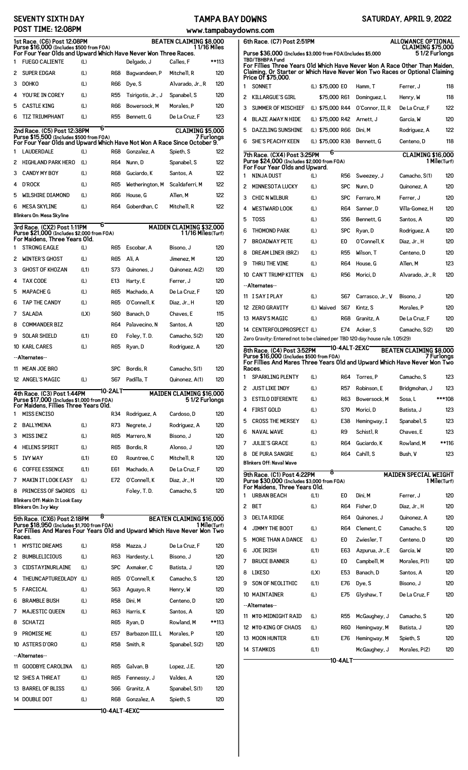# SEVENTY SIXTH DAY — POST TIME: 12:08PM

## TAMPA BAY DOWNS — www.tampabaydowns.com

## SATURDAY, APRIL 9, 2022

### 1st Race. (C6) Post 12:08PM — BEATEN CLAIMING $8,000 — 1 1/16 Miles
Purse $11,000 (Includes $500 from FOA)
For Four Year Olds and Upward Which Have Never Won Three Races.

| # | Horse | Med | | Trainer | Jockey | Wt |
|---|---|---|---|---|---|---|
| 1 | FUEGO CALIENTE | (L) | | Delgado, J | Calles, F | **113 |
| 2 | SUPER EDGAR | (L) | R68 | Bagwandeen, P | Mitchell, R | 120 |
| 3 | DOHKO | (L) | R66 | Dye, S | Alvarado, Jr., R | 120 |
| 4 | YOU'RE IN COREY | (L) | R55 | Tsirigotis, Jr., J | Spanabel, S | 120 |
| 5 | CASTLE KING | (L) | R66 | Bowersock, M | Morales, P | 120 |
| 6 | TIZ TRIUMPHANT | (L) | R55 | Bennett, G | De La Cruz, F | 123 |

### 2nd Race. (C5) Post 12:38PM — 6 — CLAIMING $5,000 — 7 Furlongs
Purse $15,500 (Includes $500 from FOA)
For Four Year Olds and Upward Which Have Not Won A Race Since October 9.

| # | Horse | Med | | Trainer | Jockey | Wt |
|---|---|---|---|---|---|---|
| 1 | LAUDERDALE | (L) | R68 | Gonzalez, A | Spieth, S | 122 |
| 2 | HIGHLAND PARK HERO | (L) | R64 | Nunn, D | Spanabel, S | 122 |
| 3 | CANDY MY BOY | (L) | R68 | Guciardo, K | Santos, A | 122 |
| 4 | D'ROCK | (L) | R65 | Wetherington, M | Scaldaferri, M | 122 |
| 5 | WILSHIRE DIAMOND | (L) | R66 | House, G | Allen, M | 122 |
| 6 | MESA SKYLINE | (L) | R64 | Goberdhan, C | Mitchell, R | 122 |

Blinkers On: Mesa Skyline

### 3rd Race. (CX2) Post 1:11PM — 6 — MAIDEN CLAIMING $32,000 — 1 1/16 Miles(Turf)
Purse $21,000 (Includes $2,000 from FOA)
For Maidens, Three Years Old.

| # | Horse | Med | | Trainer | Jockey | Wt |
|---|---|---|---|---|---|---|
| 1 | STRONG EAGLE | (L) | R65 | Escobar, A | Bisono, J | 120 |
| 2 | WINTER'S GHOST | (L) | R65 | Ali, A | Jimenez, M | 120 |
| 3 | GHOST OF KHOZAN | (L1) | S73 | Quinones, J | Quinonez, A(2) | 120 |
| 4 | TAX CODE | (L) | E13 | Harty, E | Ferrer, J | 120 |
| 5 | MAPACHE G | (L) | R65 | Machado, A | De La Cruz, F | 120 |
| 6 | TAP THE CANDY | (L) | R65 | O'Connell, K | Diaz, Jr., H | 120 |
| 7 | SALADA | (LX) | S60 | Banach, D | Chaves, E | 115 |
| 8 | COMMANDER BIZ | | R64 | Palavecino, N | Santos, A | 120 |
| 9 | SOLAR SHIELD | (L1) | E0 | Foley, T. D. | Camacho, S(2) | 120 |
| 10 | KARL CARES | (L) | R65 | Ryan, D | Rodriguez, A | 120 |
| | --Alternates-- | | | | | |
| 11 | MEAN JOE BRO | | SPC | Bordis, R | Camacho, S(1) | 120 |
| 12 | ANGEL'S MAGIC | (L) | S67 | Padilla, T | Quinonez, A(1) | 120 |

### 4th Race. (C3) Post 1:44PM — 10-2ALT — MAIDEN CLAIMING $16,000 — 5 1/2 Furlongs
Purse $17,000 (Includes $1,000 from FOA)
For Maidens, Fillies Three Years Old.

| # | Horse | Med | | Trainer | Jockey | Wt |
|---|---|---|---|---|---|---|
| 1 | MISS ENCISO | | R34 | Rodriguez, J | Cardoso, D | 120 |
| 2 | BALLYMENA | (L) | R73 | Negrete, J | Rodriguez, A | 120 |
| 3 | MISS INEZ | (L) | R65 | Marrero, N | Bisono, J | 120 |
| 4 | HELENS SPIRIT | (L) | R65 | Bordis, R | Alonso, J | 120 |
| 5 | IVY WAY | (L1) | E0 | Rountree, C | Mitchell, R | 120 |
| 6 | COFFEE ESSENCE | (L1) | E61 | Machado, A | De La Cruz, F | 120 |
| 7 | MAKIN IT LOOK EASY | (L) | E72 | O'Connell, K | Diaz, Jr., H | 120 |
| 8 | PRINCESS OF SWORDS | (L) | | Foley, T. D. | Camacho, S | 120 |

Blinkers Off: Makin It Look Easy
Blinkers On: Ivy Way

### 5th Race. (CX6) Post 2:18PM — 8 — BEATEN CLAIMING $16,000 — 1 Mile(Turf)
Purse $18,950 (Includes $1,700 from FOA)
For Fillies And Mares Four Years Old and Upward Which Have Never Won Two Races.

| # | Horse | Med | | Trainer | Jockey | Wt |
|---|---|---|---|---|---|---|
| 1 | MYSTIC DREAMS | (L) | R58 | Mazza, J | De La Cruz, F | 120 |
| 2 | BUMBLELICIOUS | (L) | R63 | Hardesty, L | Bisono, J | 120 |
| 3 | CIDSTAYINURLAINE | (L) | SPC | Axmaker, C | Batista, J | 120 |
| 4 | THEUNCAPTUREDLADY | (L) | R65 | O'Connell, K | Camacho, S | 120 |
| 5 | FARCICAL | (L) | S63 | Aguayo, R | Henry, W | 120 |
| 6 | BRAMBLE BUSH | (L) | R58 | Dini, M | Centeno, D | 120 |
| 7 | MAJESTIC QUEEN | (L) | R63 | Harris, K | Santos, A | 120 |
| 8 | SCHATZI | | R65 | Ryan, D | Rowland, M | **113 |
| 9 | PROMISE ME | (L) | E57 | Barbazon III, L | Morales, P | 120 |
| 10 | ASTERS D'ORO | (L) | R58 | Smith, R | Spanabel, S(2) | 120 |
| | --Alternates-- | | | | | |
| 11 | GOODBYE CAROLINA | (L) | R65 | Galvan, B | Lopez, J.E. | 120 |
| 12 | SHES A THREAT | (L) | R65 | Fennessy, J | Valdes, A | 120 |
| 13 | BARREL OF BLISS | (L) | S66 | Granitz, A | Spanabel, S(1) | 120 |
| 14 | DOUBLE DOT | (L) | R68 | Gonzalez, A | Spieth, S | 120 |

10-4ALT-4EXC

### 6th Race. (C7) Post 2:51PM — ALLOWANCE OPTIONAL CLAIMING $75,000 — 5 1/2 Furlongs
Purse $36,000 (Includes $3,000 from FOA)Includes $5,000 TBD/TBHBPA Fund
For Fillies Three Years Old Which Have Never Won A Race Other Than Maiden, Claiming, Or Starter or Which Have Never Won Two Races or Optional Claiming Price Of $75,000.

| # | Horse | Med/Claim | | Trainer | Jockey | Wt |
|---|---|---|---|---|---|---|
| 1 | SONNET | (L) $75,000 | E0 | Hamm, T | Ferrer, J | 118 |
| 2 | KILLARGUE'S GIRL | $75,000 | R61 | Dominguez, L | Henry, W | 118 |
| 3 | SUMMER OF MISCHIEF | (L) $75,000 | R44 | O'Connor, II, R | De La Cruz, F | 122 |
| 4 | BLAZE AWAY N HIDE | (L) $75,000 | R42 | Arnett, J | Garcia, W | 120 |
| 5 | DAZZLING SUNSHINE | (L) $75,000 | R66 | Dini, M | Rodriguez, A | 122 |
| 6 | SHE'S PEACHY KEEN | (L) $75,000 | R38 | Bennett, G | Centeno, D | 118 |

### 7th Race. (CX4) Post 3:25PM — 6 — CLAIMING $16,000 — 1 Mile(Turf)
Purse $24,000 (Includes $2,000 from FOA)
For Four Year Olds and Upward.

| # | Horse | Med | | Trainer | Jockey | Wt |
|---|---|---|---|---|---|---|
| 1 | NINJA DUST | (L) | R56 | Sweezey, J | Camacho, S(1) | 120 |
| 2 | MINNESOTA LUCKY | (L) | SPC | Nunn, D | Quinonez, A | 120 |
| 3 | CHIC N WILBUR | (L) | SPC | Ferraro, M | Ferrer, J | 120 |
| 4 | WESTWARD LOOK | (L) | R64 | Sanner, D | Villa-Gomez, H | 120 |
| 5 | TOSS | (L) | S56 | Bennett, G | Santos, A | 120 |
| 6 | THOMOND PARK | (L) | SPC | Ryan, D | Rodriguez, A | 120 |
| 7 | BROADWAY PETE | (L) | E0 | O'Connell, K | Diaz, Jr., H | 120 |
| 8 | DREAM LINER (BRZ) | (L) | R55 | Wilson, T | Centeno, D | 120 |
| 9 | THRU THE VINE | (L) | R64 | House, G | Allen, M | 123 |
| 10 | CAN'T TRUMP KITTEN | (L) | R56 | Morici, D | Alvarado, Jr., R | 120 |
| | --Alternates-- | | | | | |
| 11 | I SAY I PLAY | (L) | S67 | Carrasco, Jr., V | Bisono, J | 120 |
| 12 | ZERO GRAVITY | (L) Waived | S67 | Kintz, S | Morales, P | 120 |
| 13 | MARV'S MAGIC | (L) | R68 | Granitz, A | De La Cruz, F | 120 |
| 14 | CENTERFOLDPROSPECT | (L) | E74 | Acker, S | Camacho, S(2) | 120 |

Zero Gravity: Entered not to be claimed per TBD 120 day house rule. 1.05(29)

### 8th Race. (C4) Post 3:52PM — 10-4ALT-2EXC — BEATEN CLAIMING $8,000 — 7 Furlongs
Purse $16,000 (Includes $500 from FOA)
For Fillies And Mares Three Years Old and Upward Which Have Never Won Two Races.

| # | Horse | Med | | Trainer | Jockey | Wt |
|---|---|---|---|---|---|---|
| 1 | SPARKLING PLENTY | (L) | R64 | Torres, P | Camacho, S | 123 |
| 2 | JUST LIKE INDY | (L) | R57 | Robinson, E | Bridgmohan, J | 123 |
| 3 | ESTILO DIFERENTE | (L) | R63 | Bowersock, M | Sosa, L | ***108 |
| 4 | FIRST GOLD | (L) | S70 | Morici, D | Batista, J | 123 |
| 5 | CROSS THE MERSEY | (L) | E38 | Hemingway, L | Spanabel, S | 123 |
| 6 | NAVAL WAVE | (L) | R9 | Schistl, R | Chaves, E | 123 |
| 7 | JULIE'S GRACE | (L) | R64 | Guciardo, K | Rowland, M | **116 |
| 8 | DE PURA SANGRE | (L) | R64 | Cahill, S | Bush, V | 123 |

Blinkers Off: Naval Wave

### 9th Race. (C1) Post 4:22PM — 8 — MAIDEN SPECIAL WEIGHT — 1 Mile(Turf)
Purse $30,000 (Includes $3,000 from FOA)
For Maidens, Three Years Old.

| # | Horse | Med | | Trainer | Jockey | Wt |
|---|---|---|---|---|---|---|
| 1 | URBAN BEACH | (L1) | E0 | Dini, M | Ferrer, J | 120 |
| 2 | BET | (L) | R64 | Fisher, D | Diaz, Jr., H | 120 |
| 3 | DELTA RIDGE | | R64 | Quinones, J | Quinonez, A | 120 |
| 4 | JIMMY THE BOOT | (L) | R64 | Clement, C | Camacho, S | 120 |
| 5 | MORE THAN A DANCE | (L) | E0 | Zwiesler, T | Centeno, D | 120 |
| 6 | JOE IRISH | (L1) | E63 | Azpurua, Jr., E | Garcia, W | 120 |
| 7 | BRUCE BANNER | (L) | E0 | Campbell, M | Morales, P(1) | 120 |
| 8 | LIKESO | (LX) | E53 | Banach, D | Santos, A | 120 |
| 9 | SON OF NEOLITHIC | (L1) | E76 | Dye, S | Bisono, J | 120 |
| 10 | MAINTAINER | (L) | E75 | Glyshaw, T | De La Cruz, F | 120 |
| | --Alternates-- | | | | | |
| 11 | MTO-MIDNIGHT RAID | (L) | R55 | McGaughey, J | Camacho, S | 120 |
| 12 | MTO-KING OF CHAOS | (L) | R60 | Hemingway, M | Batista, J | 120 |
| 13 | MOON HUNTER | (L1) | E76 | Hemingway, M | Spieth, S | 120 |
| 14 | STAMKOS | (L1) | | McGaughey, J | Morales, P(2) | 120 |

10-4ALT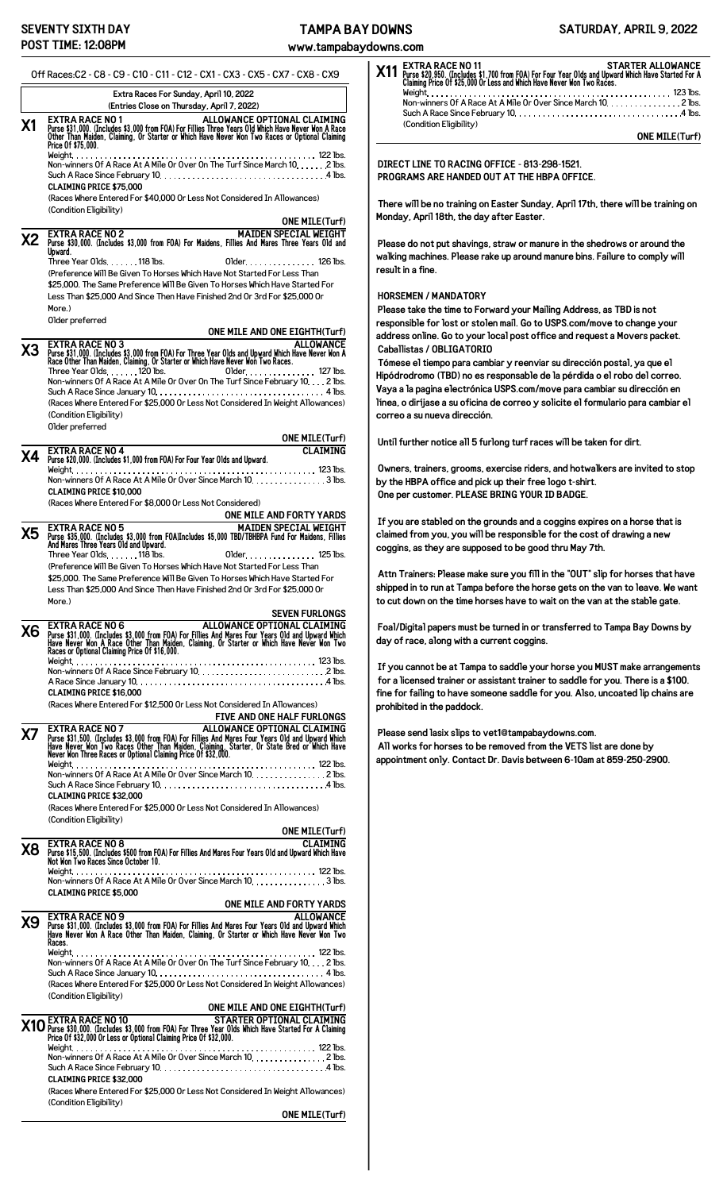# SEVENTY SIXTH DAY — TAMPA BAY DOWNS — SATURDAY, APRIL 9, 2022

POST TIME: 12:08PM

www.tampabaydowns.com

Off Races:C2 - C8 - C9 - C10 - C11 - C12 - CX1 - CX3 - CX5 - CX7 - CX8 - CX9

## Extra Races For Sunday, April 10, 2022

(Entries Close on Thursday, April 7, 2022)

### X1 EXTRA RACE NO 1 — ALLOWANCE OPTIONAL CLAIMING

Purse $31,000. (Includes $3,000 from FOA) For Fillies Three Years Old Which Have Never Won A Race Other Than Maiden, Claiming, Or Starter or Which Have Never Won Two Races or Optional Claiming Price Of $75,000.

Weight. . . . . 122 lbs.
Non-winners Of A Race At A Mile Or Over On The Turf Since March 10. . . . . 2 lbs.
Such A Race Since February 10. . . . . 4 lbs.

CLAIMING PRICE $75,000

(Races Where Entered For $40,000 Or Less Not Considered In Allowances)
(Condition Eligibility)

**ONE MILE(Turf)**

### X2 EXTRA RACE NO 2 — MAIDEN SPECIAL WEIGHT

Purse $30,000. (Includes $3,000 from FOA) For Maidens, Fillies And Mares Three Years Old and Upward.

Three Year Olds. . . . . 118 lbs. Older. . . . . 126 lbs.

(Preference Will Be Given To Horses Which Have Not Started For Less Than $25,000. The Same Preference Will Be Given To Horses Which Have Started For Less Than $25,000 And Since Then Have Finished 2nd Or 3rd For $25,000 Or More.)

Older preferred

**ONE MILE AND ONE EIGHTH(Turf)**

### X3 EXTRA RACE NO 3 — ALLOWANCE

Purse $31,000. (Includes $3,000 from FOA) For Three Year Olds and Upward Which Have Never Won A Race Other Than Maiden, Claiming, Or Starter or Which Have Never Won Two Races.

Three Year Olds. . . . . 120 lbs. Older. . . . . 127 lbs.
Non-winners Of A Race At A Mile Or Over On The Turf Since February 10. . . . 2 lbs.
Such A Race Since January 10. . . . . 4 lbs.

(Races Where Entered For $25,000 Or Less Not Considered In Weight Allowances)
(Condition Eligibility)
Older preferred

**ONE MILE(Turf)**

### X4 EXTRA RACE NO 4 — CLAIMING

Purse $20,000. (Includes $1,000 from FOA) For Four Year Olds and Upward.

Weight. . . . . 123 lbs.
Non-winners Of A Race At A Mile Or Over Since March 10. . . . . 3 lbs.

CLAIMING PRICE $10,000

(Races Where Entered For $8,000 Or Less Not Considered)

**ONE MILE AND FORTY YARDS**

### X5 EXTRA RACE NO 5 — MAIDEN SPECIAL WEIGHT

Purse $35,000. (Includes $3,000 from FOA)Includes $5,000 TBD/TBHBPA Fund For Maidens, Fillies And Mares Three Years Old and Upward.

Three Year Olds. . . . . 118 lbs. Older. . . . . 125 lbs.

(Preference Will Be Given To Horses Which Have Not Started For Less Than $25,000. The Same Preference Will Be Given To Horses Which Have Started For Less Than $25,000 And Since Then Have Finished 2nd Or 3rd For $25,000 Or More.)

**SEVEN FURLONGS**

### X6 EXTRA RACE NO 6 — ALLOWANCE OPTIONAL CLAIMING

Purse $31,000. (Includes $3,000 from FOA) For Fillies And Mares Four Years Old and Upward Which Have Never Won A Race Other Than Maiden, Claiming, Or Starter or Which Have Never Won Two Races or Optional Claiming Price Of $16,000.

Weight. . . . . 123 lbs.
Non-winners Of A Race Since February 10. . . . . 2 lbs.
A Race Since January 10. . . . . 4 lbs.

CLAIMING PRICE $16,000

(Races Where Entered For $12,500 Or Less Not Considered In Allowances)

**FIVE AND ONE HALF FURLONGS**

### X7 EXTRA RACE NO 7 — ALLOWANCE OPTIONAL CLAIMING

Purse $31,500. (Includes $3,000 from FOA) For Fillies And Mares Four Years Old and Upward Which Have Never Won Two Races Other Than Maiden, Claiming, Starter, Or State Bred or Which Have Never Won Three Races or Optional Claiming Price Of $32,000.

Weight. . . . . 122 lbs.
Non-winners Of A Race At A Mile Or Over Since March 10. . . . . 2 lbs.
Such A Race Since February 10. . . . . 4 lbs.

CLAIMING PRICE $32,000

(Races Where Entered For $25,000 Or Less Not Considered In Allowances)
(Condition Eligibility)

**ONE MILE(Turf)**

### X8 EXTRA RACE NO 8 — CLAIMING

Purse $15,500. (Includes $500 from FOA) For Fillies And Mares Four Years Old and Upward Which Have Not Won Two Races Since October 10.

Weight. . . . . 122 lbs.
Non-winners Of A Race At A Mile Or Over Since March 10. . . . . 3 lbs.

CLAIMING PRICE $5,000

**ONE MILE AND FORTY YARDS**

### X9 EXTRA RACE NO 9 — ALLOWANCE

Purse $31,000. (Includes $3,000 from FOA) For Fillies And Mares Four Years Old and Upward Which Have Never Won A Race Other Than Maiden, Claiming, Or Starter or Which Have Never Won Two Races.

Weight. . . . . 122 lbs.
Non-winners Of A Race At A Mile Or Over On The Turf Since February 10. . . . 2 lbs.
Such A Race Since January 10. . . . . 4 lbs.

(Races Where Entered For $25,000 Or Less Not Considered In Weight Allowances)
(Condition Eligibility)

**ONE MILE AND ONE EIGHTH(Turf)**

### X10 EXTRA RACE NO 10 — STARTER OPTIONAL CLAIMING

Purse $30,000. (Includes $3,000 from FOA) For Three Year Olds Which Have Started For A Claiming Price Of $32,000 Or Less or Optional Claiming Price Of $32,000.

Weight. . . . . 122 lbs.
Non-winners Of A Race At A Mile Or Over Since March 10. . . . . 2 lbs.
Such A Race Since February 10. . . . . 4 lbs.

CLAIMING PRICE $32,000

(Races Where Entered For $25,000 Or Less Not Considered In Weight Allowances)
(Condition Eligibility)

**ONE MILE(Turf)**

### X11 EXTRA RACE NO 11 — STARTER ALLOWANCE

Purse $20,950. (Includes $1,700 from FOA) For Four Year Olds and Upward Which Have Started For A Claiming Price Of $25,000 Or Less and Which Have Never Won Two Races.

Weight. . . . . 123 lbs.
Non-winners Of A Race At A Mile Or Over Since March 10. . . . . 2 lbs.
Such A Race Since February 10. . . . . 4 lbs.

(Condition Eligibility)

**ONE MILE(Turf)**

DIRECT LINE TO RACING OFFICE - 813-298-1521.
PROGRAMS ARE HANDED OUT AT THE HBPA OFFICE.

There will be no training on Easter Sunday, April 17th, there will be training on Monday, April 18th, the day after Easter.

Please do not put shavings, straw or manure in the shedrows or around the walking machines. Please rake up around manure bins. Failure to comply will result in a fine.

**HORSEMEN / MANDATORY**

Please take the time to Forward your Mailing Address, as TBD is not responsible for lost or stolen mail. Go to USPS.com/move to change your address online. Go to your local post office and request a Movers packet.

**Caballistas / OBLIGATORIO**

Tómese el tiempo para cambiar y reenviar su dirección postal, ya que el Hipódrodromo (TBD) no es responsable de la pérdida o el robo del correo. Vaya a la pagina electrónica USPS.com/move para cambiar su dirección en línea, o diríjase a su oficina de correo y solicite el formulario para cambiar el correo a su nueva dirección.

Until further notice all 5 furlong turf races will be taken for dirt.

Owners, trainers, grooms, exercise riders, and hotwalkers are invited to stop by the HBPA office and pick up their free logo t-shirt. One per customer. PLEASE BRING YOUR ID BADGE.

If you are stabled on the grounds and a coggins expires on a horse that is claimed from you, you will be responsible for the cost of drawing a new coggins, as they are supposed to be good thru May 7th.

Attn Trainers: Please make sure you fill in the "OUT" slip for horses that have shipped in to run at Tampa before the horse gets on the van to leave. We want to cut down on the time horses have to wait on the van at the stable gate.

Foal/Digital papers must be turned in or transferred to Tampa Bay Downs by day of race, along with a current coggins.

If you cannot be at Tampa to saddle your horse you MUST make arrangements for a licensed trainer or assistant trainer to saddle for you. There is a $100. fine for failing to have someone saddle for you. Also, uncoated lip chains are prohibited in the paddock.

Please send lasix slips to vet1@tampabaydowns.com.
All works for horses to be removed from the VETS list are done by appointment only. Contact Dr. Davis between 6-10am at 859-250-2900.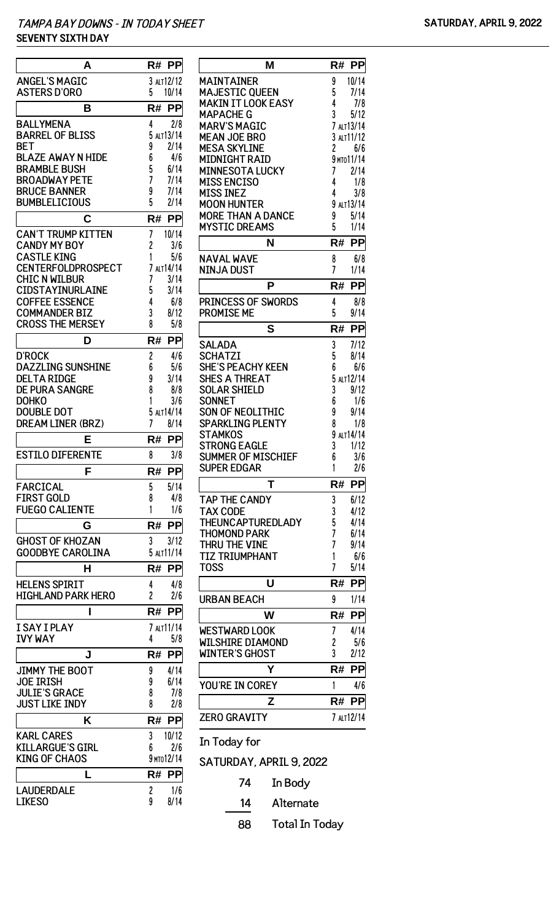*TAMPA BAY DOWNS - IN TODAY SHEET*

**SATURDAY, APRIL 9, 2022**

**SEVENTY SIXTH DAY**

| A | R# | PP |
|---|---|---|
| ANGEL'S MAGIC | 3 | ALT12/12 |
| ASTERS D'ORO | 5 | 10/14 |
| **B** | **R#** | **PP** |
| BALLYMENA | 4 | 2/8 |
| BARREL OF BLISS | 5 | ALT13/14 |
| BET | 9 | 2/14 |
| BLAZE AWAY N HIDE | 6 | 4/6 |
| BRAMBLE BUSH | 5 | 6/14 |
| BROADWAY PETE | 7 | 7/14 |
| BRUCE BANNER | 9 | 7/14 |
| BUMBLELICIOUS | 5 | 2/14 |
| **C** | **R#** | **PP** |
| CAN'T TRUMP KITTEN | 7 | 10/14 |
| CANDY MY BOY | 2 | 3/6 |
| CASTLE KING | 1 | 5/6 |
| CENTERFOLDPROSPECT | 7 | ALT14/14 |
| CHIC N WILBUR | 7 | 3/14 |
| CIDSTAYINURLAINE | 5 | 3/14 |
| COFFEE ESSENCE | 4 | 6/8 |
| COMMANDER BIZ | 3 | 8/12 |
| CROSS THE MERSEY | 8 | 5/8 |
| **D** | **R#** | **PP** |
| D'ROCK | 2 | 4/6 |
| DAZZLING SUNSHINE | 6 | 5/6 |
| DELTA RIDGE | 9 | 3/14 |
| DE PURA SANGRE | 8 | 8/8 |
| DOHKO | 1 | 3/6 |
| DOUBLE DOT | 5 | ALT14/14 |
| DREAM LINER (BRZ) | 7 | 8/14 |
| **E** | **R#** | **PP** |
| ESTILO DIFERENTE | 8 | 3/8 |
| **F** | **R#** | **PP** |
| FARCICAL | 5 | 5/14 |
| FIRST GOLD | 8 | 4/8 |
| FUEGO CALIENTE | 1 | 1/6 |
| **G** | **R#** | **PP** |
| GHOST OF KHOZAN | 3 | 3/12 |
| GOODBYE CAROLINA | 5 | ALT11/14 |
| **H** | **R#** | **PP** |
| HELENS SPIRIT | 4 | 4/8 |
| HIGHLAND PARK HERO | 2 | 2/6 |
| **I** | **R#** | **PP** |
| I SAY I PLAY | 7 | ALT11/14 |
| IVY WAY | 4 | 5/8 |
| **J** | **R#** | **PP** |
| JIMMY THE BOOT | 9 | 4/14 |
| JOE IRISH | 9 | 6/14 |
| JULIE'S GRACE | 8 | 7/8 |
| JUST LIKE INDY | 8 | 2/8 |
| **K** | **R#** | **PP** |
| KARL CARES | 3 | 10/12 |
| KILLARGUE'S GIRL | 6 | 2/6 |
| KING OF CHAOS | 9 | MTO12/14 |
| **L** | **R#** | **PP** |
| LAUDERDALE | 2 | 1/6 |
| LIKESO | 9 | 8/14 |

| M | R# | PP |
|---|---|---|
| MAINTAINER | 9 | 10/14 |
| MAJESTIC QUEEN | 5 | 7/14 |
| MAKIN IT LOOK EASY | 4 | 7/8 |
| MAPACHE G | 3 | 5/12 |
| MARV'S MAGIC | 7 | ALT13/14 |
| MEAN JOE BRO | 3 | ALT11/12 |
| MESA SKYLINE | 2 | 6/6 |
| MIDNIGHT RAID | 9 | MTO11/14 |
| MINNESOTA LUCKY | 7 | 2/14 |
| MISS ENCISO | 4 | 1/8 |
| MISS INEZ | 4 | 3/8 |
| MOON HUNTER | 9 | ALT13/14 |
| MORE THAN A DANCE | 9 | 5/14 |
| MYSTIC DREAMS | 5 | 1/14 |
| **N** | **R#** | **PP** |
| NAVAL WAVE | 8 | 6/8 |
| NINJA DUST | 7 | 1/14 |
| **P** | **R#** | **PP** |
| PRINCESS OF SWORDS | 4 | 8/8 |
| PROMISE ME | 5 | 9/14 |
| **S** | **R#** | **PP** |
| SALADA | 3 | 7/12 |
| SCHATZI | 5 | 8/14 |
| SHE'S PEACHY KEEN | 6 | 6/6 |
| SHES A THREAT | 5 | ALT12/14 |
| SOLAR SHIELD | 3 | 9/12 |
| SONNET | 6 | 1/6 |
| SON OF NEOLITHIC | 9 | 9/14 |
| SPARKLING PLENTY | 8 | 1/8 |
| STAMKOS | 9 | ALT14/14 |
| STRONG EAGLE | 3 | 1/12 |
| SUMMER OF MISCHIEF | 6 | 3/6 |
| SUPER EDGAR | 1 | 2/6 |
| **T** | **R#** | **PP** |
| TAP THE CANDY | 3 | 6/12 |
| TAX CODE | 3 | 4/12 |
| THEUNCAPTUREDLADY | 5 | 4/14 |
| THOMOND PARK | 7 | 6/14 |
| THRU THE VINE | 7 | 9/14 |
| TIZ TRIUMPHANT | 1 | 6/6 |
| TOSS | 7 | 5/14 |
| **U** | **R#** | **PP** |
| URBAN BEACH | 9 | 1/14 |
| **W** | **R#** | **PP** |
| WESTWARD LOOK | 7 | 4/14 |
| WILSHIRE DIAMOND | 2 | 5/6 |
| WINTER'S GHOST | 3 | 2/12 |
| **Y** | **R#** | **PP** |
| YOU'RE IN COREY | 1 | 4/6 |
| **Z** | **R#** | **PP** |
| ZERO GRAVITY | 7 | ALT12/14 |

In Today for

SATURDAY, APRIL 9, 2022

| | |
|---|---|
| 74 | In Body |
| 14 | Alternate |
| 88 | Total In Today |